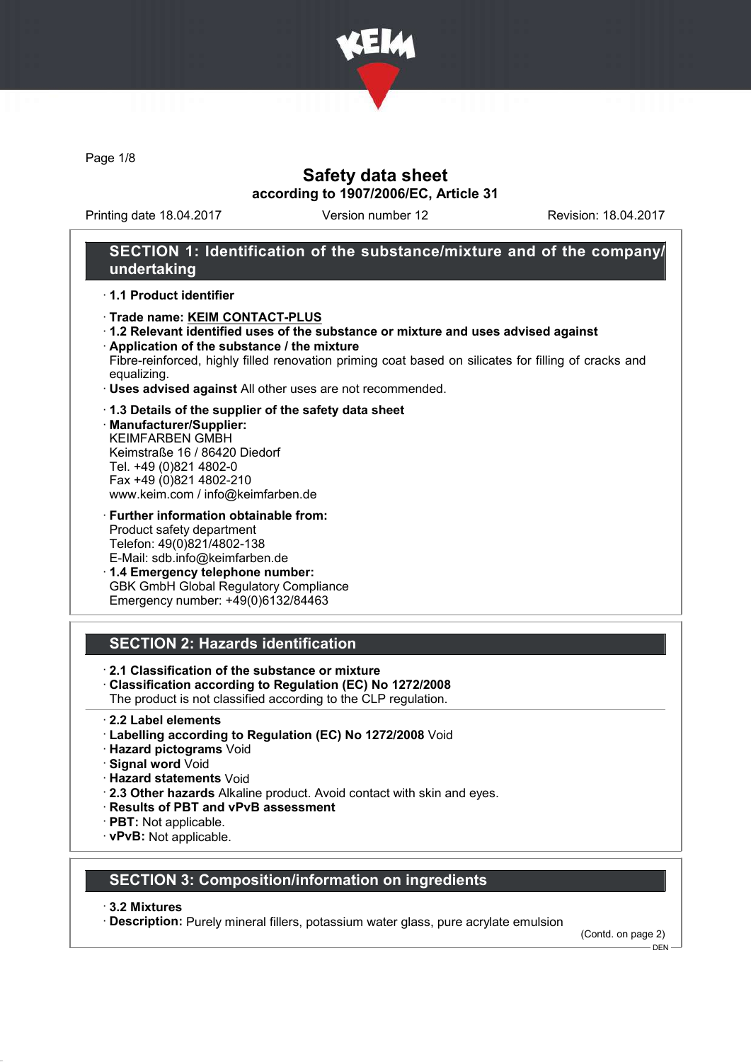# Safety data sheet
## according to 1907/2006/EC, Article 31

Printing date 18.04.2017 | Version number 12 | Revision: 18.04.2017

## SECTION 1: Identification of the substance/mixture and of the company/undertaking

· **1.1 Product identifier**

· **Trade name: KEIM CONTACT-PLUS**
· **1.2 Relevant identified uses of the substance or mixture and uses advised against**
· **Application of the substance / the mixture**
Fibre-reinforced, highly filled renovation priming coat based on silicates for filling of cracks and equalizing.
· **Uses advised against** All other uses are not recommended.

· **1.3 Details of the supplier of the safety data sheet**
· **Manufacturer/Supplier:**
KEIMFARBEN GMBH
Keimstraße 16 / 86420 Diedorf
Tel. +49 (0)821 4802-0
Fax +49 (0)821 4802-210
www.keim.com / info@keimfarben.de

· **Further information obtainable from:**
Product safety department
Telefon: 49(0)821/4802-138
E-Mail: sdb.info@keimfarben.de
· **1.4 Emergency telephone number:**
GBK GmbH Global Regulatory Compliance
Emergency number: +49(0)6132/84463

## SECTION 2: Hazards identification

· **2.1 Classification of the substance or mixture**
· **Classification according to Regulation (EC) No 1272/2008**
The product is not classified according to the CLP regulation.

· **2.2 Label elements**
· **Labelling according to Regulation (EC) No 1272/2008** Void
· **Hazard pictograms** Void
· **Signal word** Void
· **Hazard statements** Void
· **2.3 Other hazards** Alkaline product. Avoid contact with skin and eyes.
· **Results of PBT and vPvB assessment**
· **PBT:** Not applicable.
· **vPvB:** Not applicable.

## SECTION 3: Composition/information on ingredients

· **3.2 Mixtures**
· **Description:** Purely mineral fillers, potassium water glass, pure acrylate emulsion

(Contd. on page 2)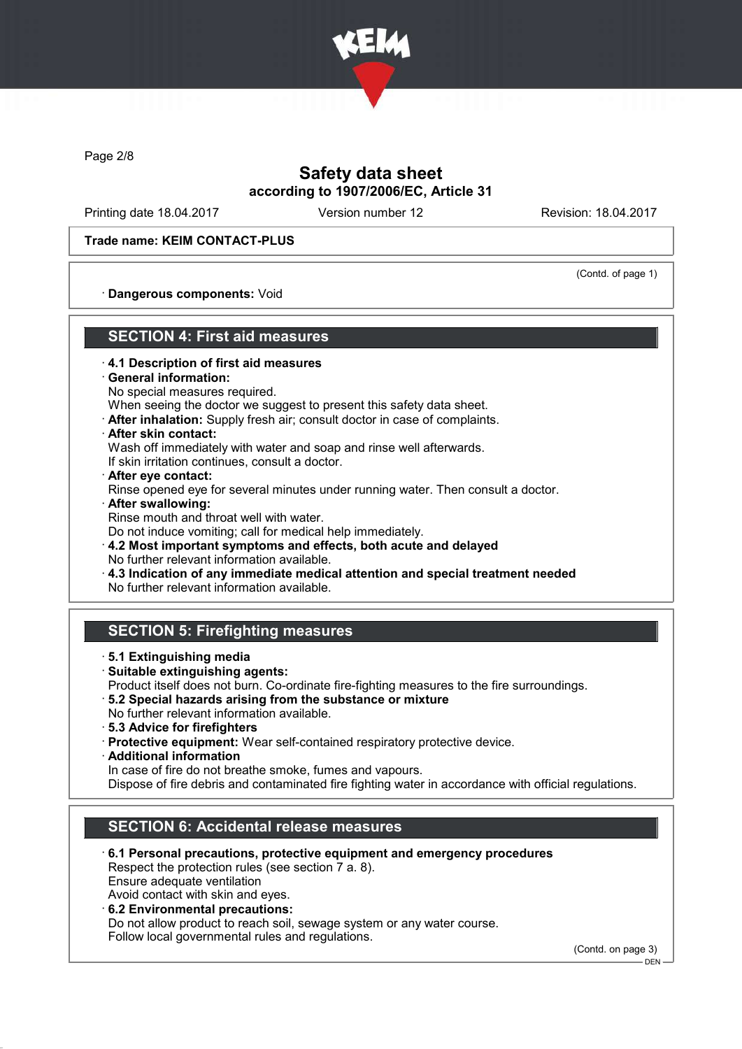Trade name: KEIM CONTACT-PLUS

(Contd. of page 1)

· **Dangerous components:** Void

## SECTION 4: First aid measures

· **4.1 Description of first aid measures**
· **General information:**
No special measures required.
When seeing the doctor we suggest to present this safety data sheet.
· **After inhalation:** Supply fresh air; consult doctor in case of complaints.
· **After skin contact:**
Wash off immediately with water and soap and rinse well afterwards.
If skin irritation continues, consult a doctor.
· **After eye contact:**
Rinse opened eye for several minutes under running water. Then consult a doctor.
· **After swallowing:**
Rinse mouth and throat well with water.
Do not induce vomiting; call for medical help immediately.
· **4.2 Most important symptoms and effects, both acute and delayed**
No further relevant information available.
· **4.3 Indication of any immediate medical attention and special treatment needed**
No further relevant information available.

## SECTION 5: Firefighting measures

· **5.1 Extinguishing media**
· **Suitable extinguishing agents:**
Product itself does not burn. Co-ordinate fire-fighting measures to the fire surroundings.
· **5.2 Special hazards arising from the substance or mixture**
No further relevant information available.
· **5.3 Advice for firefighters**
· **Protective equipment:** Wear self-contained respiratory protective device.
· **Additional information**
In case of fire do not breathe smoke, fumes and vapours.
Dispose of fire debris and contaminated fire fighting water in accordance with official regulations.

## SECTION 6: Accidental release measures

· **6.1 Personal precautions, protective equipment and emergency procedures**
Respect the protection rules (see section 7 a. 8).
Ensure adequate ventilation
Avoid contact with skin and eyes.
· **6.2 Environmental precautions:**
Do not allow product to reach soil, sewage system or any water course.
Follow local governmental rules and regulations.

(Contd. on page 3)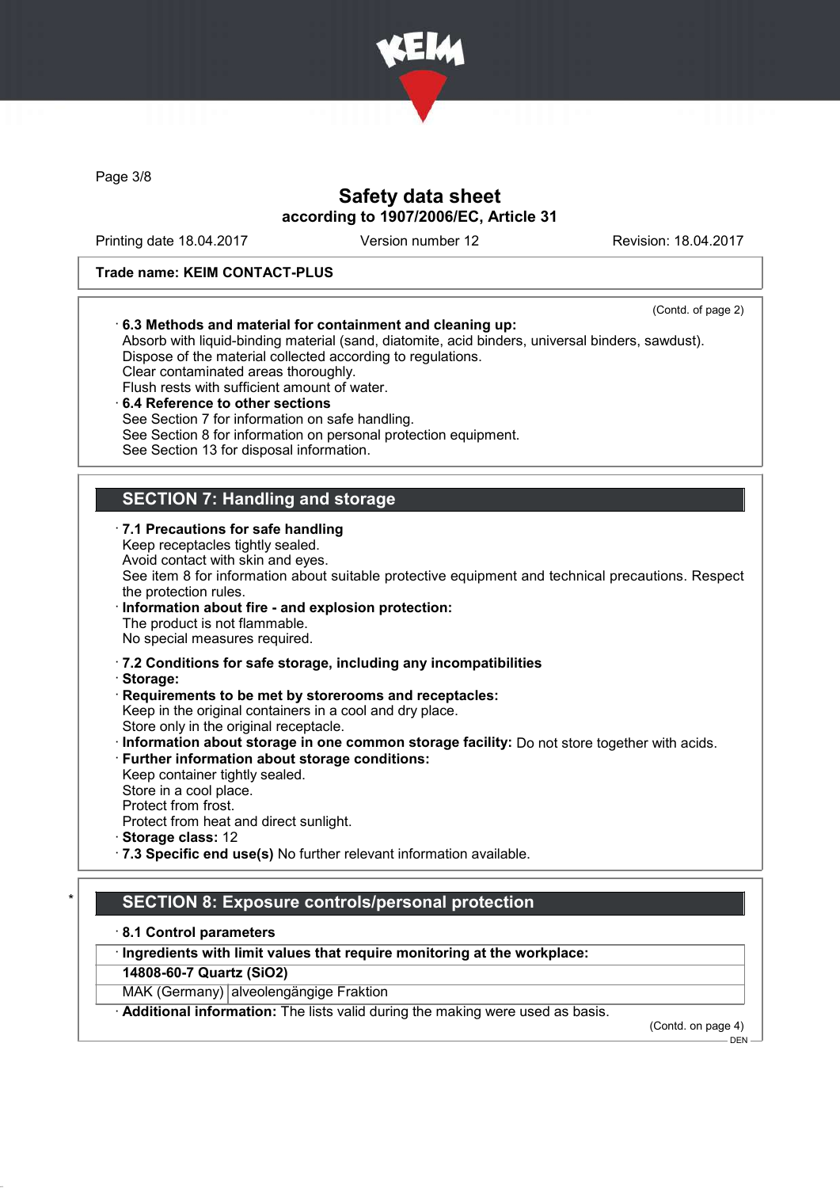Trade name: KEIM CONTACT-PLUS

(Contd. of page 2)

· **6.3 Methods and material for containment and cleaning up:**
Absorb with liquid-binding material (sand, diatomite, acid binders, universal binders, sawdust).
Dispose of the material collected according to regulations.
Clear contaminated areas thoroughly.
Flush rests with sufficient amount of water.

· **6.4 Reference to other sections**
See Section 7 for information on safe handling.
See Section 8 for information on personal protection equipment.
See Section 13 for disposal information.

## SECTION 7: Handling and storage

· **7.1 Precautions for safe handling**
Keep receptacles tightly sealed.
Avoid contact with skin and eyes.
See item 8 for information about suitable protective equipment and technical precautions. Respect the protection rules.

· **Information about fire - and explosion protection:**
The product is not flammable.
No special measures required.

· **7.2 Conditions for safe storage, including any incompatibilities**

· **Storage:**

· **Requirements to be met by storerooms and receptacles:**
Keep in the original containers in a cool and dry place.
Store only in the original receptacle.

· **Information about storage in one common storage facility:** Do not store together with acids.

· **Further information about storage conditions:**
Keep container tightly sealed.
Store in a cool place.
Protect from frost.
Protect from heat and direct sunlight.

· **Storage class:** 12

· **7.3 Specific end use(s)** No further relevant information available.

## * SECTION 8: Exposure controls/personal protection

· **8.1 Control parameters**

| · Ingredients with limit values that require monitoring at the workplace: | |
|---|---|
| **14808-60-7 Quartz (SiO2)** | |
| MAK (Germany) | alveolengängige Fraktion |

· **Additional information:** The lists valid during the making were used as basis.

(Contd. on page 4)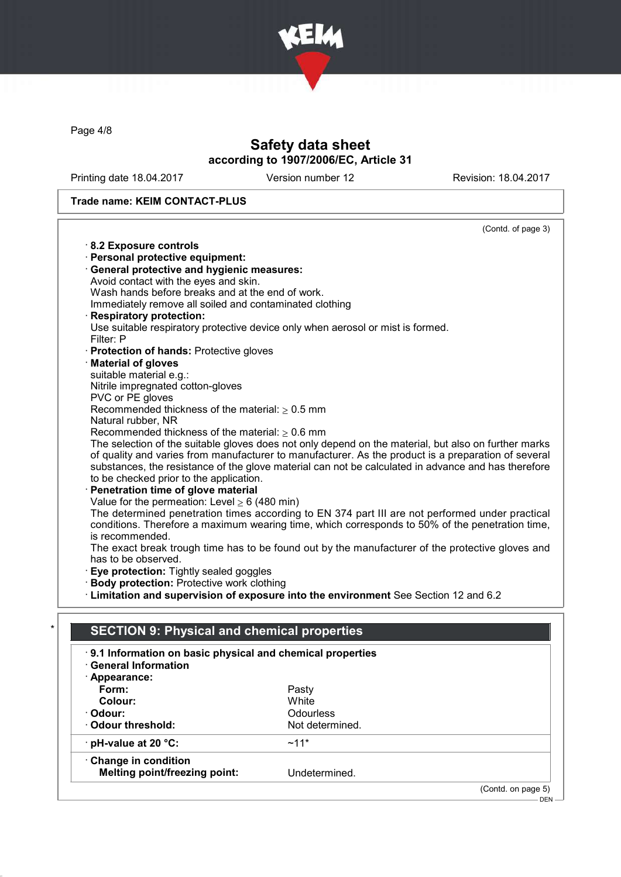Trade name: KEIM CONTACT-PLUS

(Contd. of page 3)

· **8.2 Exposure controls**
· **Personal protective equipment:**
· **General protective and hygienic measures:**
Avoid contact with the eyes and skin.
Wash hands before breaks and at the end of work.
Immediately remove all soiled and contaminated clothing
· **Respiratory protection:**
Use suitable respiratory protective device only when aerosol or mist is formed.
Filter: P
· **Protection of hands:** Protective gloves
· **Material of gloves**
suitable material e.g.:
Nitrile impregnated cotton-gloves
PVC or PE gloves
Recommended thickness of the material: $\geq$ 0.5 mm
Natural rubber, NR
Recommended thickness of the material: $\geq$ 0.6 mm
The selection of the suitable gloves does not only depend on the material, but also on further marks of quality and varies from manufacturer to manufacturer. As the product is a preparation of several substances, the resistance of the glove material can not be calculated in advance and has therefore to be checked prior to the application.
· **Penetration time of glove material**
Value for the permeation: Level $\geq$ 6 (480 min)
The determined penetration times according to EN 374 part III are not performed under practical conditions. Therefore a maximum wearing time, which corresponds to 50% of the penetration time, is recommended.
The exact break trough time has to be found out by the manufacturer of the protective gloves and has to be observed.
· **Eye protection:** Tightly sealed goggles
· **Body protection:** Protective work clothing
· **Limitation and supervision of exposure into the environment** See Section 12 and 6.2

## * SECTION 9: Physical and chemical properties

· **9.1 Information on basic physical and chemical properties**
· **General Information**
· **Appearance:**

| | |
|---|---|
| **Form:** | Pasty |
| **Colour:** | White |
| · **Odour:** | Odourless |
| · **Odour threshold:** | Not determined. |
| · **pH-value at 20 °C:** | ~11* |
| · **Change in condition** | |
| **Melting point/freezing point:** | Undetermined. |

(Contd. on page 5)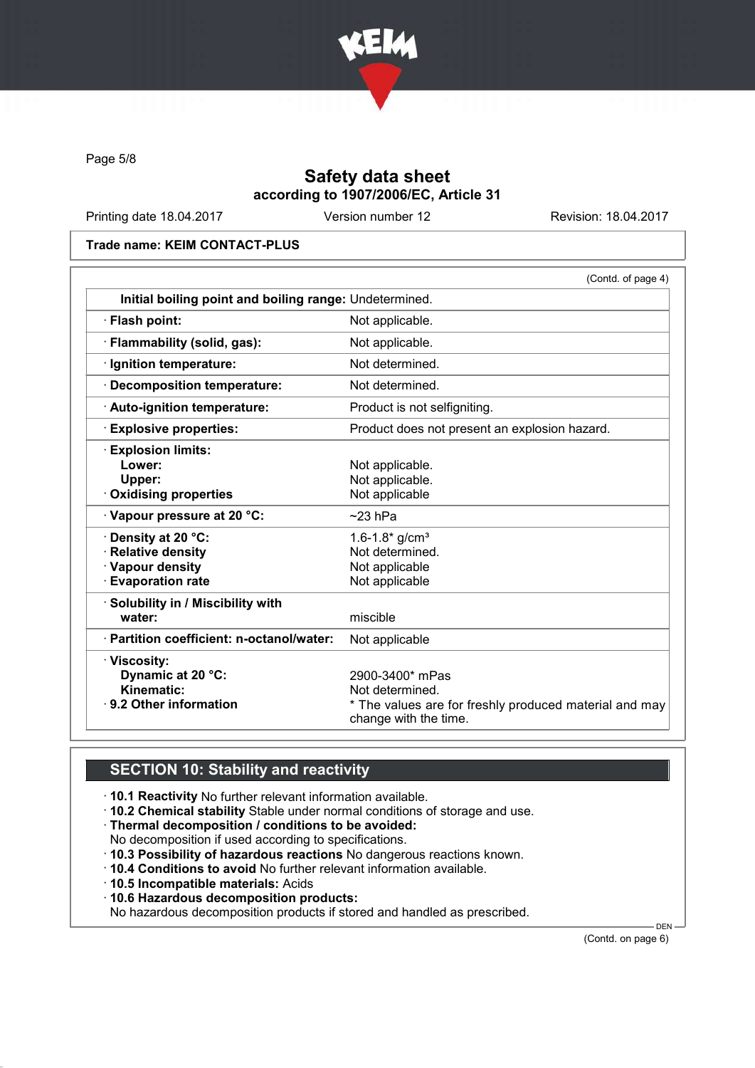# Safety data sheet
## according to 1907/2006/EC, Article 31

Printing date 18.04.2017 | Version number 12 | Revision: 18.04.2017

**Trade name: KEIM CONTACT-PLUS**

(Contd. of page 4)

| | |
|---|---|
| **Initial boiling point and boiling range:** | Undetermined. |
| · **Flash point:** | Not applicable. |
| · **Flammability (solid, gas):** | Not applicable. |
| · **Ignition temperature:** | Not determined. |
| · **Decomposition temperature:** | Not determined. |
| · **Auto-ignition temperature:** | Product is not selfigniting. |
| · **Explosive properties:** | Product does not present an explosion hazard. |
| · **Explosion limits:** | |
| **Lower:** | Not applicable. |
| **Upper:** | Not applicable. |
| · **Oxidising properties** | Not applicable |
| · **Vapour pressure at 20 °C:** | ~23 hPa |
| · **Density at 20 °C:** | 1.6-1.8* g/cm³ |
| · **Relative density** | Not determined. |
| · **Vapour density** | Not applicable |
| · **Evaporation rate** | Not applicable |
| · **Solubility in / Miscibility with water:** | miscible |
| · **Partition coefficient: n-octanol/water:** | Not applicable |
| · **Viscosity:** | |
| **Dynamic at 20 °C:** | 2900-3400* mPas |
| **Kinematic:** | Not determined. |
| · **9.2 Other information** | * The values are for freshly produced material and may change with the time. |

## SECTION 10: Stability and reactivity

· **10.1 Reactivity** No further relevant information available.
· **10.2 Chemical stability** Stable under normal conditions of storage and use.
· **Thermal decomposition / conditions to be avoided:**
No decomposition if used according to specifications.
· **10.3 Possibility of hazardous reactions** No dangerous reactions known.
· **10.4 Conditions to avoid** No further relevant information available.
· **10.5 Incompatible materials:** Acids
· **10.6 Hazardous decomposition products:**
No hazardous decomposition products if stored and handled as prescribed.

(Contd. on page 6)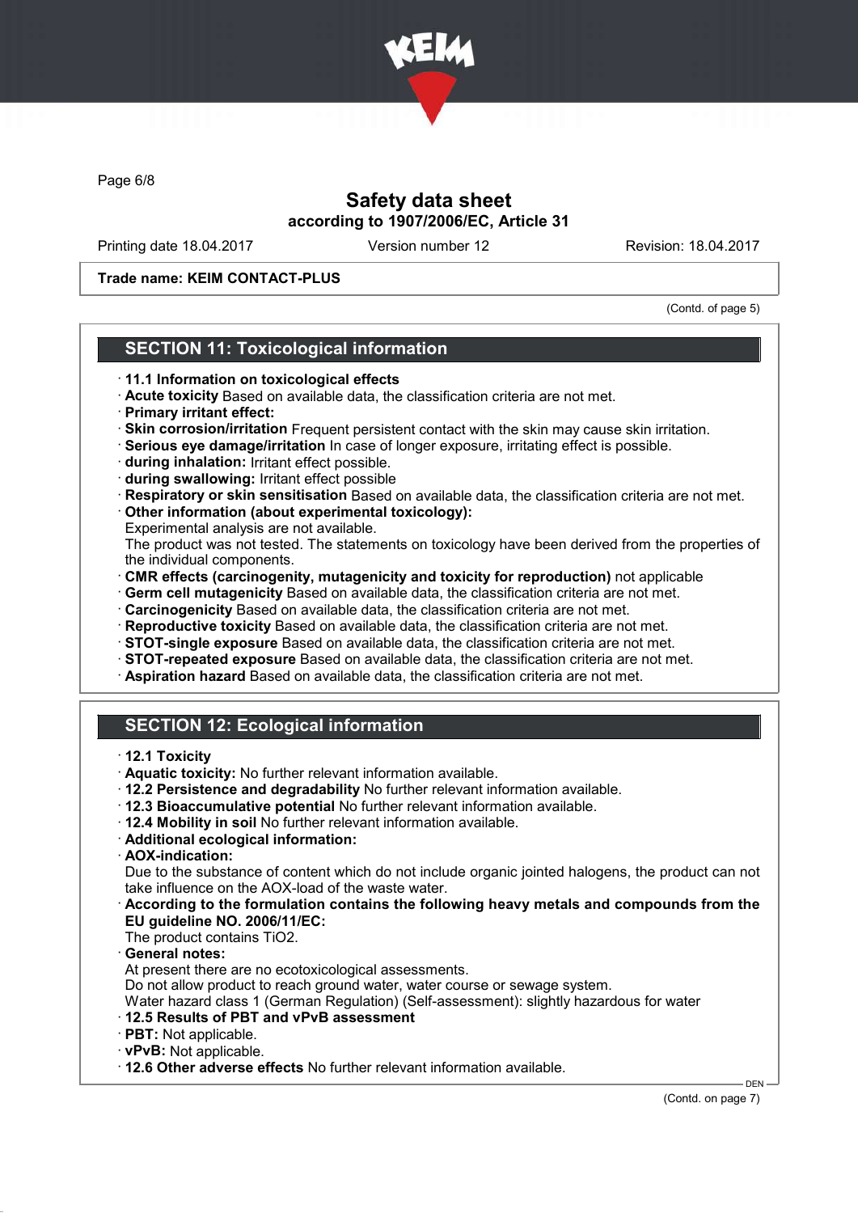Trade name: KEIM CONTACT-PLUS

(Contd. of page 5)

## SECTION 11: Toxicological information

- **11.1 Information on toxicological effects**
- **Acute toxicity** Based on available data, the classification criteria are not met.
- **Primary irritant effect:**
- **Skin corrosion/irritation** Frequent persistent contact with the skin may cause skin irritation.
- **Serious eye damage/irritation** In case of longer exposure, irritating effect is possible.
- **during inhalation:** Irritant effect possible.
- **during swallowing:** Irritant effect possible
- **Respiratory or skin sensitisation** Based on available data, the classification criteria are not met.
- **Other information (about experimental toxicology):**
  Experimental analysis are not available.
  The product was not tested. The statements on toxicology have been derived from the properties of the individual components.
- **CMR effects (carcinogenity, mutagenicity and toxicity for reproduction)** not applicable
- **Germ cell mutagenicity** Based on available data, the classification criteria are not met.
- **Carcinogenicity** Based on available data, the classification criteria are not met.
- **Reproductive toxicity** Based on available data, the classification criteria are not met.
- **STOT-single exposure** Based on available data, the classification criteria are not met.
- **STOT-repeated exposure** Based on available data, the classification criteria are not met.
- **Aspiration hazard** Based on available data, the classification criteria are not met.

## SECTION 12: Ecological information

- **12.1 Toxicity**
- **Aquatic toxicity:** No further relevant information available.
- **12.2 Persistence and degradability** No further relevant information available.
- **12.3 Bioaccumulative potential** No further relevant information available.
- **12.4 Mobility in soil** No further relevant information available.
- **Additional ecological information:**
- **AOX-indication:**
  Due to the substance of content which do not include organic jointed halogens, the product can not take influence on the AOX-load of the waste water.
- **According to the formulation contains the following heavy metals and compounds from the EU guideline NO. 2006/11/EC:**
  The product contains $TiO_2$.
- **General notes:**
  At present there are no ecotoxicological assessments.
  Do not allow product to reach ground water, water course or sewage system.
  Water hazard class 1 (German Regulation) (Self-assessment): slightly hazardous for water
- **12.5 Results of PBT and vPvB assessment**
- **PBT:** Not applicable.
- **vPvB:** Not applicable.
- **12.6 Other adverse effects** No further relevant information available.

(Contd. on page 7)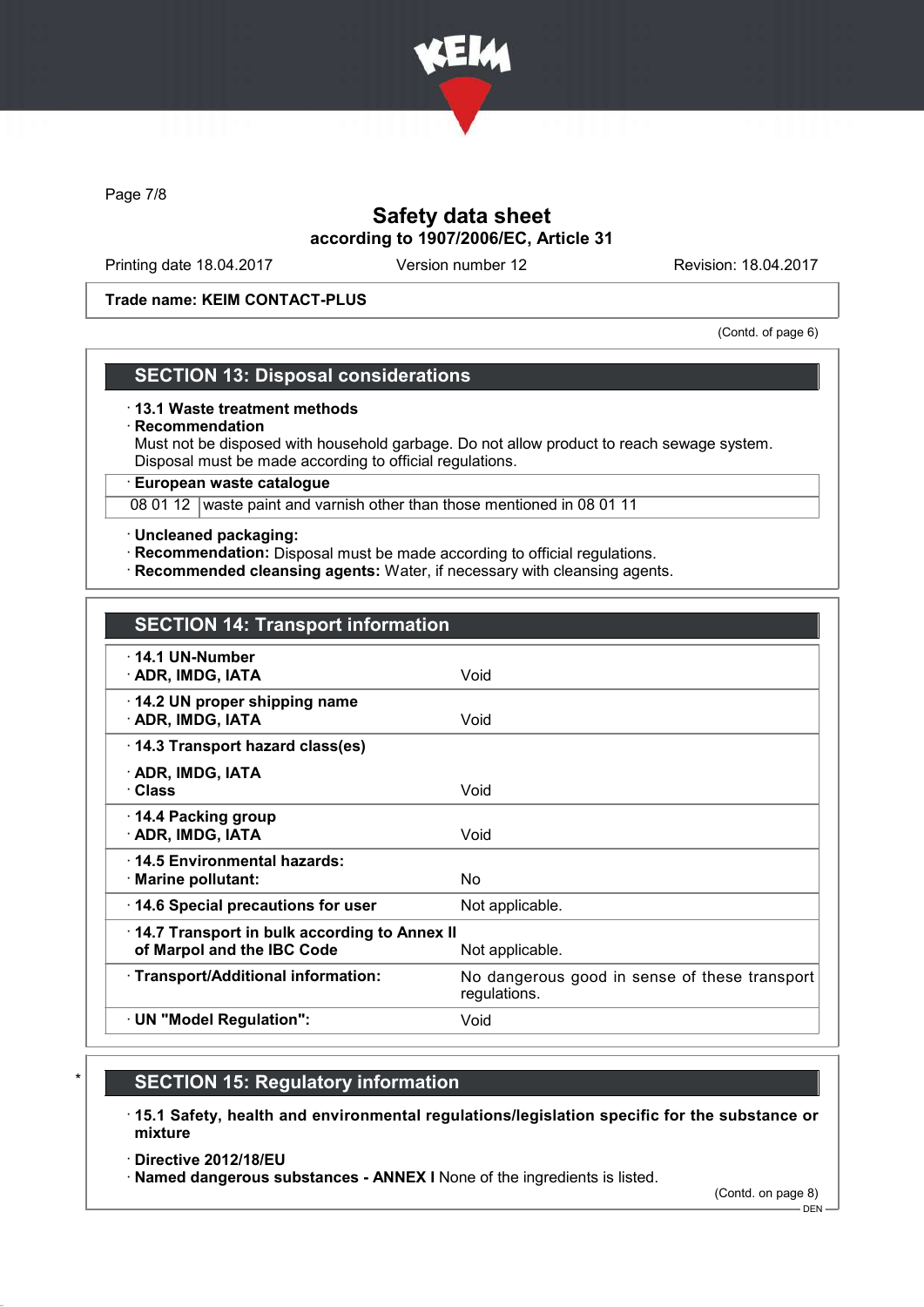# Safety data sheet

**according to 1907/2006/EC, Article 31**

Printing date 18.04.2017 Version number 12 Revision: 18.04.2017

**Trade name: KEIM CONTACT-PLUS**

(Contd. of page 6)

## SECTION 13: Disposal considerations

· **13.1 Waste treatment methods**

· **Recommendation**

Must not be disposed with household garbage. Do not allow product to reach sewage system.
Disposal must be made according to official regulations.

· **European waste catalogue**

| | |
|---|---|
| 08 01 12 | waste paint and varnish other than those mentioned in 08 01 11 |

· **Uncleaned packaging:**

· **Recommendation:** Disposal must be made according to official regulations.

· **Recommended cleansing agents:** Water, if necessary with cleansing agents.

## SECTION 14: Transport information

| | |
|---|---|
| · **14.1 UN-Number**<br>· **ADR, IMDG, IATA** | Void |
| · **14.2 UN proper shipping name**<br>· **ADR, IMDG, IATA** | Void |
| · **14.3 Transport hazard class(es)**<br>· **ADR, IMDG, IATA**<br>· **Class** | Void |
| · **14.4 Packing group**<br>· **ADR, IMDG, IATA** | Void |
| · **14.5 Environmental hazards:**<br>· **Marine pollutant:** | No |
| · **14.6 Special precautions for user** | Not applicable. |
| · **14.7 Transport in bulk according to Annex II of Marpol and the IBC Code** | Not applicable. |
| · **Transport/Additional information:** | No dangerous good in sense of these transport regulations. |
| · **UN "Model Regulation":** | Void |

## SECTION 15: Regulatory information

· **15.1 Safety, health and environmental regulations/legislation specific for the substance or mixture**

· **Directive 2012/18/EU**

· **Named dangerous substances - ANNEX I** None of the ingredients is listed.

(Contd. on page 8)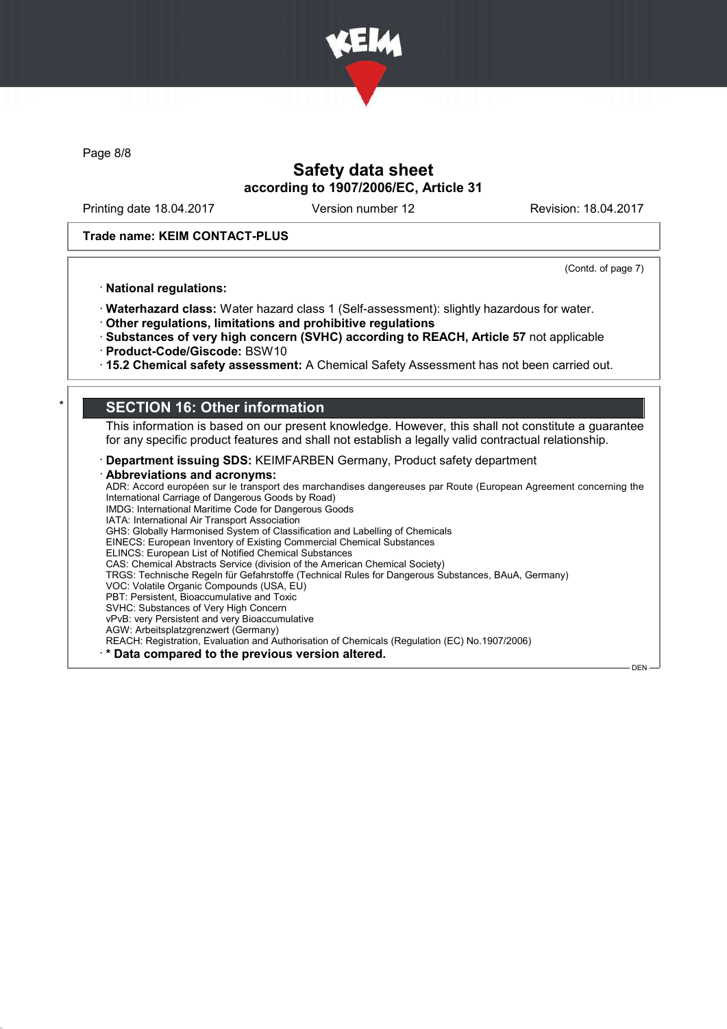(Contd. of page 7)

· **National regulations:**

· **Waterhazard class:** Water hazard class 1 (Self-assessment): slightly hazardous for water.
· **Other regulations, limitations and prohibitive regulations**
· **Substances of very high concern (SVHC) according to REACH, Article 57** not applicable
· **Product-Code/Giscode:** BSW10
· **15.2 Chemical safety assessment:** A Chemical Safety Assessment has not been carried out.

## * SECTION 16: Other information

This information is based on our present knowledge. However, this shall not constitute a guarantee for any specific product features and shall not establish a legally valid contractual relationship.

· **Department issuing SDS:** KEIMFARBEN Germany, Product safety department
· **Abbreviations and acronyms:**
ADR: Accord européen sur le transport des marchandises dangereuses par Route (European Agreement concerning the International Carriage of Dangerous Goods by Road)
IMDG: International Maritime Code for Dangerous Goods
IATA: International Air Transport Association
GHS: Globally Harmonised System of Classification and Labelling of Chemicals
EINECS: European Inventory of Existing Commercial Chemical Substances
ELINCS: European List of Notified Chemical Substances
CAS: Chemical Abstracts Service (division of the American Chemical Society)
TRGS: Technische Regeln für Gefahrstoffe (Technical Rules for Dangerous Substances, BAuA, Germany)
VOC: Volatile Organic Compounds (USA, EU)
PBT: Persistent, Bioaccumulative and Toxic
SVHC: Substances of Very High Concern
vPvB: very Persistent and very Bioaccumulative
AGW: Arbeitsplatzgrenzwert (Germany)
REACH: Registration, Evaluation and Authorisation of Chemicals (Regulation (EC) No.1907/2006)
· **\* Data compared to the previous version altered.**

DEN